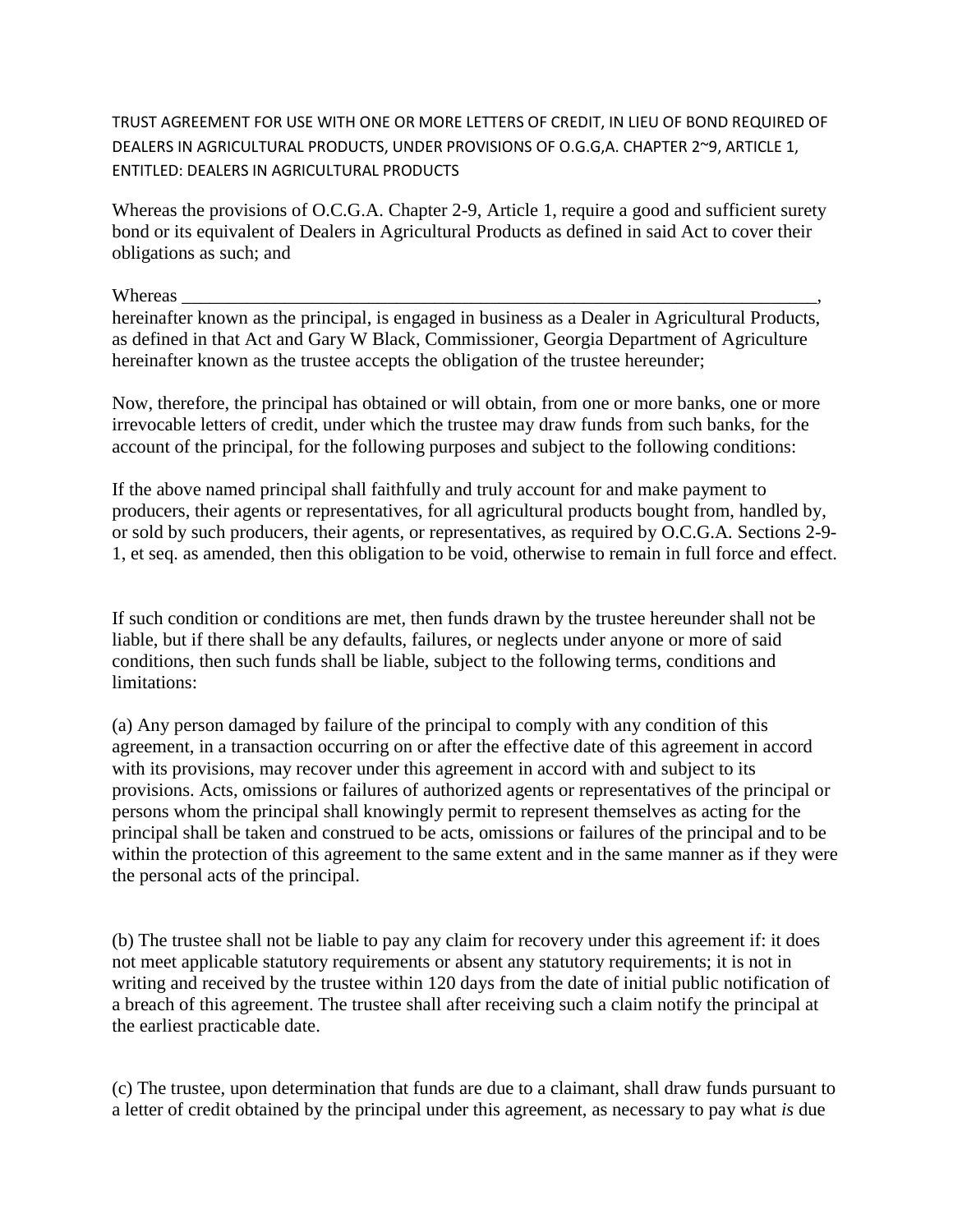TRUST AGREEMENT FOR USE WITH ONE OR MORE LETTERS OF CREDIT, IN LIEU OF BOND REQUIRED OF DEALERS IN AGRICULTURAL PRODUCTS, UNDER PROVISIONS OF O.G.G,A. CHAPTER 2~9, ARTICLE 1, ENTITLED: DEALERS IN AGRICULTURAL PRODUCTS

Whereas the provisions of O.C.G.A. Chapter 2-9, Article 1, require a good and sufficient surety bond or its equivalent of Dealers in Agricultural Products as defined in said Act to cover their obligations as such; and

Whereas ________________________________________________________________________, hereinafter known as the principal, is engaged in business as a Dealer in Agricultural Products, as defined in that Act and Gary W Black, Commissioner, Georgia Department of Agriculture hereinafter known as the trustee accepts the obligation of the trustee hereunder;

Now, therefore, the principal has obtained or will obtain, from one or more banks, one or more irrevocable letters of credit, under which the trustee may draw funds from such banks, for the account of the principal, for the following purposes and subject to the following conditions:

If the above named principal shall faithfully and truly account for and make payment to producers, their agents or representatives, for all agricultural products bought from, handled by, or sold by such producers, their agents, or representatives, as required by O.C.G.A. Sections 2-9-1, et seq. as amended, then this obligation to be void, otherwise to remain in full force and effect.

If such condition or conditions are met, then funds drawn by the trustee hereunder shall not be liable, but if there shall be any defaults, failures, or neglects under anyone or more of said conditions, then such funds shall be liable, subject to the following terms, conditions and limitations:

(a) Any person damaged by failure of the principal to comply with any condition of this agreement, in a transaction occurring on or after the effective date of this agreement in accord with its provisions, may recover under this agreement in accord with and subject to its provisions. Acts, omissions or failures of authorized agents or representatives of the principal or persons whom the principal shall knowingly permit to represent themselves as acting for the principal shall be taken and construed to be acts, omissions or failures of the principal and to be within the protection of this agreement to the same extent and in the same manner as if they were the personal acts of the principal.

(b) The trustee shall not be liable to pay any claim for recovery under this agreement if: it does not meet applicable statutory requirements or absent any statutory requirements; it is not in writing and received by the trustee within 120 days from the date of initial public notification of a breach of this agreement. The trustee shall after receiving such a claim notify the principal at the earliest practicable date.

(c) The trustee, upon determination that funds are due to a claimant, shall draw funds pursuant to a letter of credit obtained by the principal under this agreement, as necessary to pay what *is* due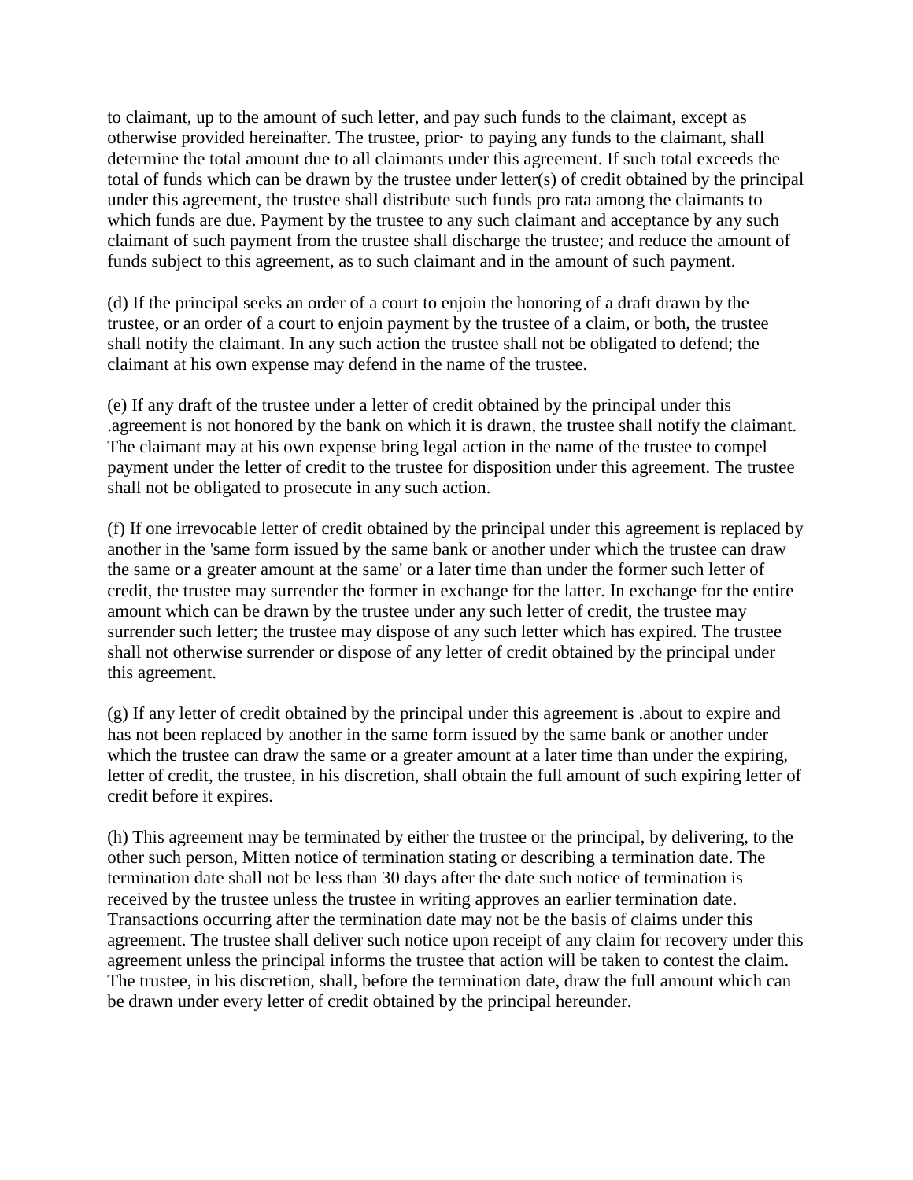to claimant, up to the amount of such letter, and pay such funds to the claimant, except as otherwise provided hereinafter. The trustee, prior· to paying any funds to the claimant, shall determine the total amount due to all claimants under this agreement. If such total exceeds the total of funds which can be drawn by the trustee under letter(s) of credit obtained by the principal under this agreement, the trustee shall distribute such funds pro rata among the claimants to which funds are due. Payment by the trustee to any such claimant and acceptance by any such claimant of such payment from the trustee shall discharge the trustee; and reduce the amount of funds subject to this agreement, as to such claimant and in the amount of such payment.

(d) If the principal seeks an order of a court to enjoin the honoring of a draft drawn by the trustee, or an order of a court to enjoin payment by the trustee of a claim, or both, the trustee shall notify the claimant. In any such action the trustee shall not be obligated to defend; the claimant at his own expense may defend in the name of the trustee.

(e) If any draft of the trustee under a letter of credit obtained by the principal under this .agreement is not honored by the bank on which it is drawn, the trustee shall notify the claimant. The claimant may at his own expense bring legal action in the name of the trustee to compel payment under the letter of credit to the trustee for disposition under this agreement. The trustee shall not be obligated to prosecute in any such action.

(f) If one irrevocable letter of credit obtained by the principal under this agreement is replaced by another in the 'same form issued by the same bank or another under which the trustee can draw the same or a greater amount at the same' or a later time than under the former such letter of credit, the trustee may surrender the former in exchange for the latter. In exchange for the entire amount which can be drawn by the trustee under any such letter of credit, the trustee may surrender such letter; the trustee may dispose of any such letter which has expired. The trustee shall not otherwise surrender or dispose of any letter of credit obtained by the principal under this agreement.

(g) If any letter of credit obtained by the principal under this agreement is .about to expire and has not been replaced by another in the same form issued by the same bank or another under which the trustee can draw the same or a greater amount at a later time than under the expiring, letter of credit, the trustee, in his discretion, shall obtain the full amount of such expiring letter of credit before it expires.

(h) This agreement may be terminated by either the trustee or the principal, by delivering, to the other such person, Mitten notice of termination stating or describing a termination date. The termination date shall not be less than 30 days after the date such notice of termination is received by the trustee unless the trustee in writing approves an earlier termination date. Transactions occurring after the termination date may not be the basis of claims under this agreement. The trustee shall deliver such notice upon receipt of any claim for recovery under this agreement unless the principal informs the trustee that action will be taken to contest the claim. The trustee, in his discretion, shall, before the termination date, draw the full amount which can be drawn under every letter of credit obtained by the principal hereunder.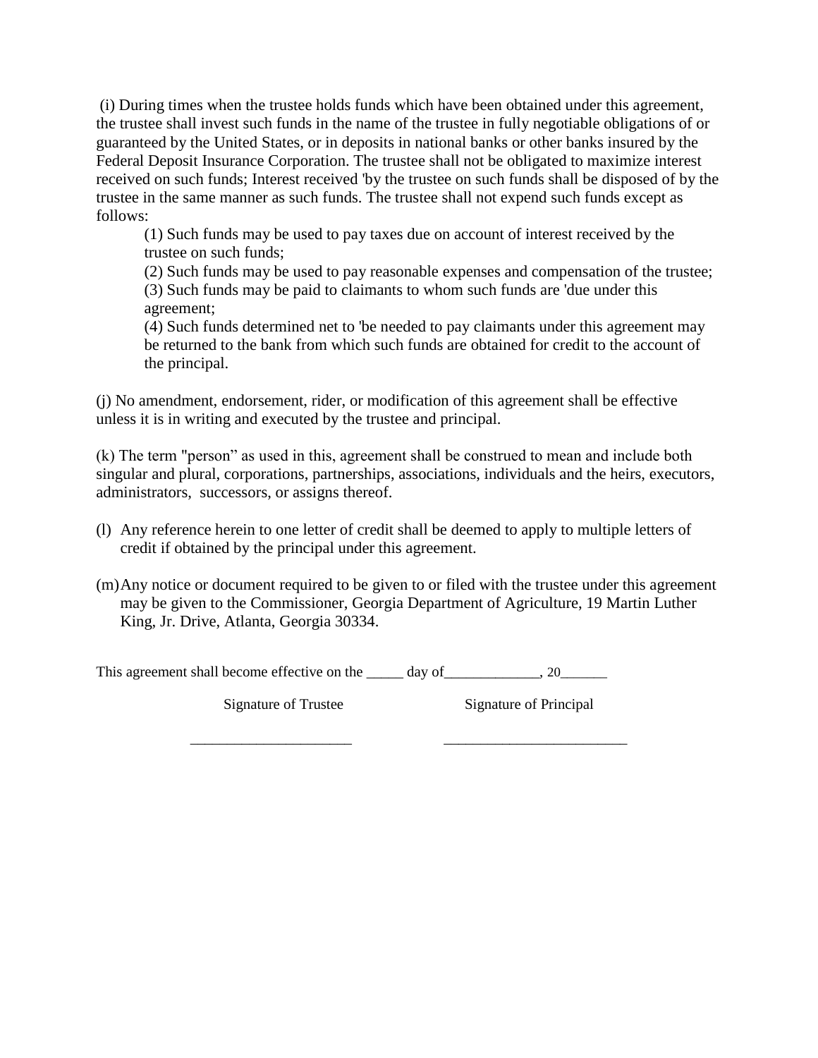(i) During times when the trustee holds funds which have been obtained under this agreement, the trustee shall invest such funds in the name of the trustee in fully negotiable obligations of or guaranteed by the United States, or in deposits in national banks or other banks insured by the Federal Deposit Insurance Corporation. The trustee shall not be obligated to maximize interest received on such funds; Interest received 'by the trustee on such funds shall be disposed of by the trustee in the same manner as such funds. The trustee shall not expend such funds except as follows:

> (1) Such funds may be used to pay taxes due on account of interest received by the trustee on such funds;
> (2) Such funds may be used to pay reasonable expenses and compensation of the trustee;
> (3) Such funds may be paid to claimants to whom such funds are 'due under this agreement;
> (4) Such funds determined net to 'be needed to pay claimants under this agreement may be returned to the bank from which such funds are obtained for credit to the account of the principal.

(j) No amendment, endorsement, rider, or modification of this agreement shall be effective unless it is in writing and executed by the trustee and principal.

(k) The term "person" as used in this, agreement shall be construed to mean and include both singular and plural, corporations, partnerships, associations, individuals and the heirs, executors, administrators, successors, or assigns thereof.

(l) Any reference herein to one letter of credit shall be deemed to apply to multiple letters of credit if obtained by the principal under this agreement.

(m) Any notice or document required to be given to or filed with the trustee under this agreement may be given to the Commissioner, Georgia Department of Agriculture, 19 Martin Luther King, Jr. Drive, Atlanta, Georgia 30334.

This agreement shall become effective on the _____ day of_____________, 20_______

Signature of Trustee　　　　　Signature of Principal

______________________　　　　_________________________